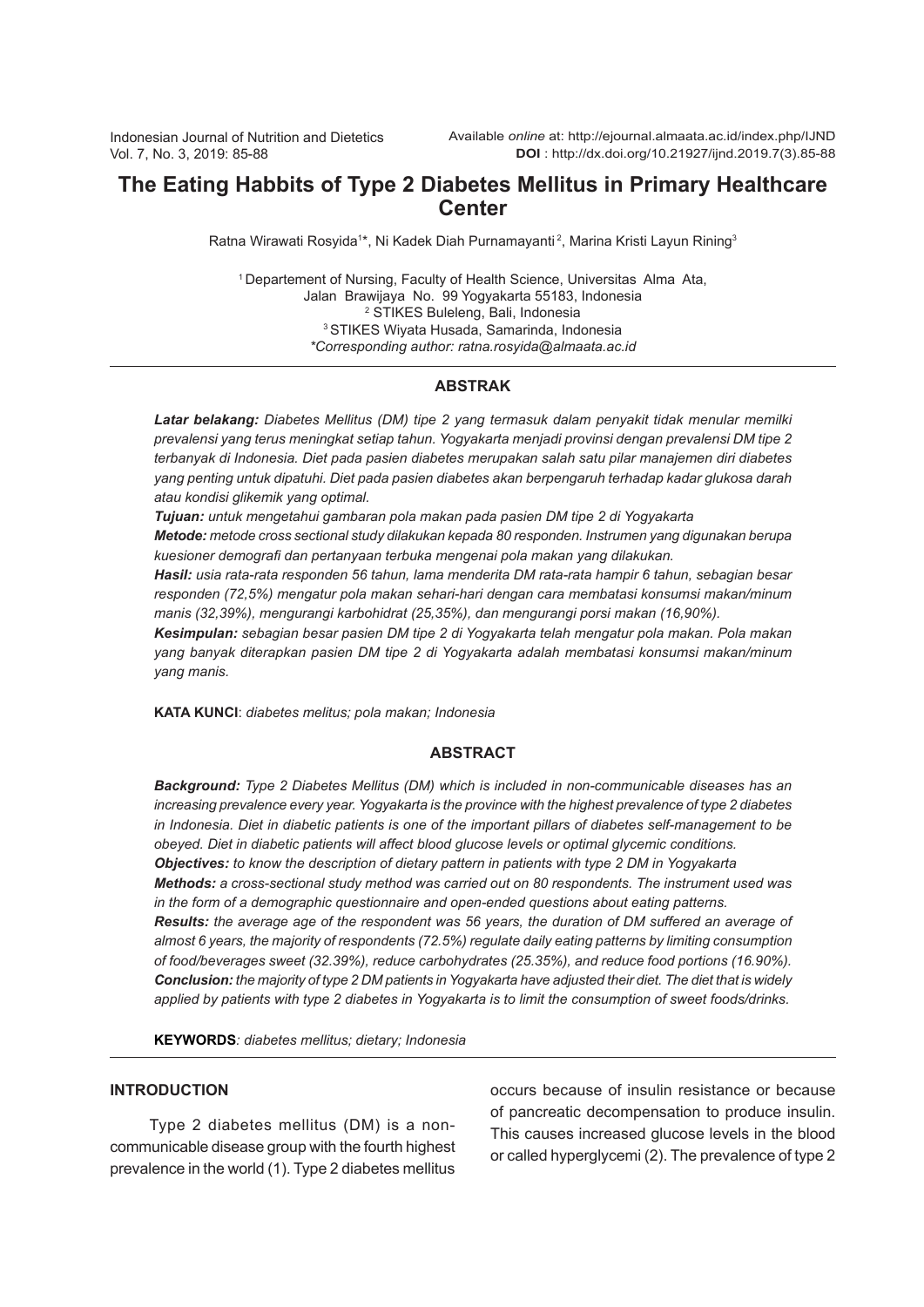Available *online* at: http://ejournal.almaata.ac.id/index.php/IJND
**DOI** : http://dx.doi.org/10.21927/ijnd.2019.7(3).85-88

# The Eating Habbits of Type 2 Diabetes Mellitus in Primary Healthcare Center

Ratna Wirawati Rosyida[1]*, Ni Kadek Diah Purnamayanti[2], Marina Kristi Layun Rining[3]

[1] Departement of Nursing, Faculty of Health Science, Universitas Alma Ata, Jalan Brawijaya No. 99 Yogyakarta 55183, Indonesia
[2] STIKES Buleleng, Bali, Indonesia
[3] STIKES Wiyata Husada, Samarinda, Indonesia
*Corresponding author: ratna.rosyida@almaata.ac.id*

## ABSTRAK

***Latar belakang:*** *Diabetes Mellitus (DM) tipe 2 yang termasuk dalam penyakit tidak menular memilki prevalensi yang terus meningkat setiap tahun. Yogyakarta menjadi provinsi dengan prevalensi DM tipe 2 terbanyak di Indonesia. Diet pada pasien diabetes merupakan salah satu pilar manajemen diri diabetes yang penting untuk dipatuhi. Diet pada pasien diabetes akan berpengaruh terhadap kadar glukosa darah atau kondisi glikemik yang optimal.*

***Tujuan:*** *untuk mengetahui gambaran pola makan pada pasien DM tipe 2 di Yogyakarta*

***Metode:*** *metode cross sectional study dilakukan kepada 80 responden. Instrumen yang digunakan berupa kuesioner demografi dan pertanyaan terbuka mengenai pola makan yang dilakukan.*

***Hasil:*** *usia rata-rata responden 56 tahun, lama menderita DM rata-rata hampir 6 tahun, sebagian besar responden (72,5%) mengatur pola makan sehari-hari dengan cara membatasi konsumsi makan/minum manis (32,39%), mengurangi karbohidrat (25,35%), dan mengurangi porsi makan (16,90%).*

***Kesimpulan:*** *sebagian besar pasien DM tipe 2 di Yogyakarta telah mengatur pola makan. Pola makan yang banyak diterapkan pasien DM tipe 2 di Yogyakarta adalah membatasi konsumsi makan/minum yang manis.*

**KATA KUNCI**: *diabetes melitus; pola makan; Indonesia*

## ABSTRACT

***Background:*** *Type 2 Diabetes Mellitus (DM) which is included in non-communicable diseases has an increasing prevalence every year. Yogyakarta is the province with the highest prevalence of type 2 diabetes in Indonesia. Diet in diabetic patients is one of the important pillars of diabetes self-management to be obeyed. Diet in diabetic patients will affect blood glucose levels or optimal glycemic conditions.*

***Objectives:*** *to know the description of dietary pattern in patients with type 2 DM in Yogyakarta*

***Methods:*** *a cross-sectional study method was carried out on 80 respondents. The instrument used was in the form of a demographic questionnaire and open-ended questions about eating patterns.*

***Results:*** *the average age of the respondent was 56 years, the duration of DM suffered an average of almost 6 years, the majority of respondents (72.5%) regulate daily eating patterns by limiting consumption of food/beverages sweet (32.39%), reduce carbohydrates (25.35%), and reduce food portions (16.90%).*

***Conclusion:*** *the majority of type 2 DM patients in Yogyakarta have adjusted their diet. The diet that is widely applied by patients with type 2 diabetes in Yogyakarta is to limit the consumption of sweet foods/drinks.*

**KEYWORDS***: diabetes mellitus; dietary; Indonesia*

## INTRODUCTION

Type 2 diabetes mellitus (DM) is a non-communicable disease group with the fourth highest prevalence in the world (1). Type 2 diabetes mellitus occurs because of insulin resistance or because of pancreatic decompensation to produce insulin. This causes increased glucose levels in the blood or called hyperglycemi (2). The prevalence of type 2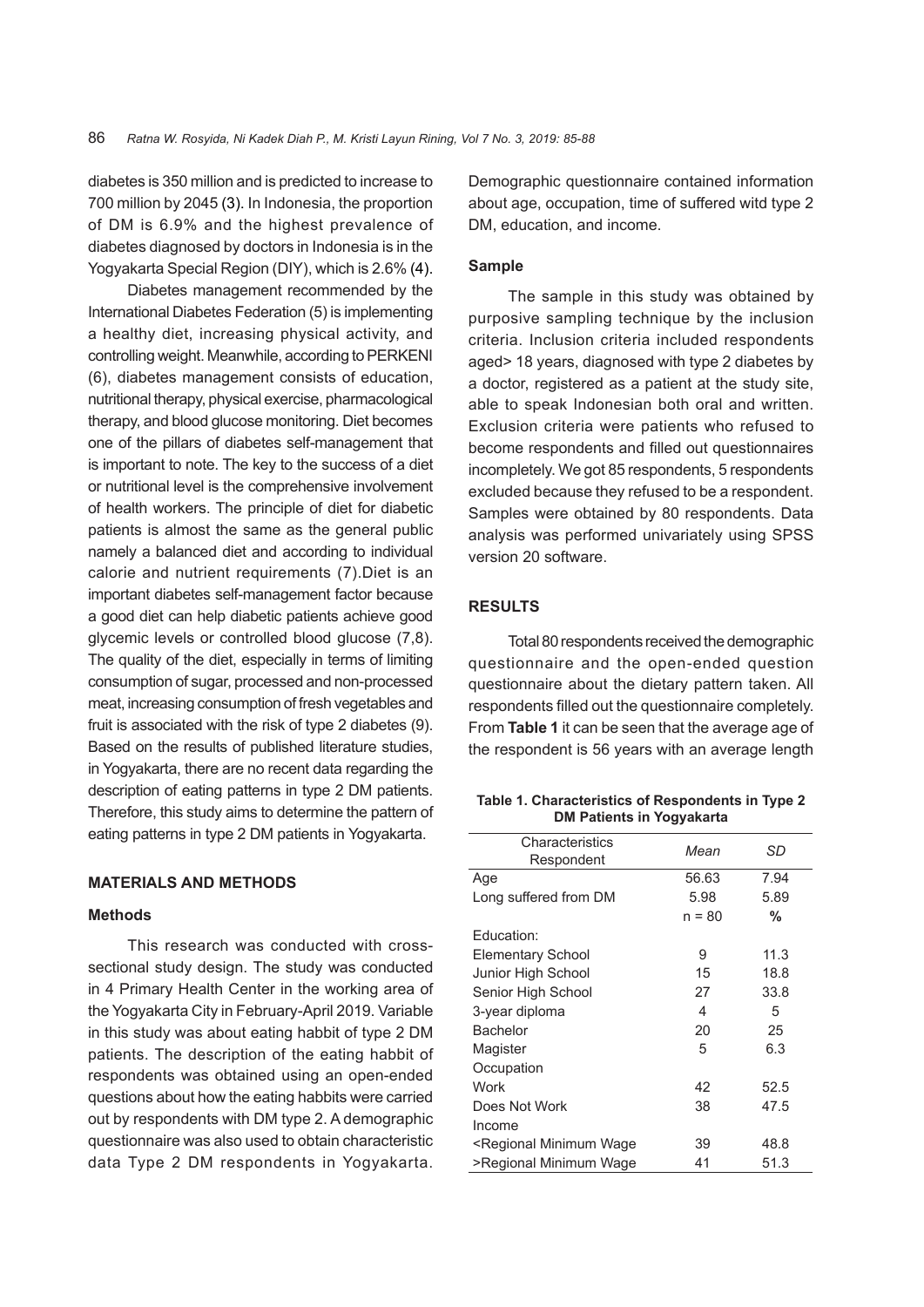diabetes is 350 million and is predicted to increase to 700 million by 2045 (3). In Indonesia, the proportion of DM is 6.9% and the highest prevalence of diabetes diagnosed by doctors in Indonesia is in the Yogyakarta Special Region (DIY), which is 2.6% (4).

Diabetes management recommended by the International Diabetes Federation (5) is implementing a healthy diet, increasing physical activity, and controlling weight. Meanwhile, according to PERKENI (6), diabetes management consists of education, nutritional therapy, physical exercise, pharmacological therapy, and blood glucose monitoring. Diet becomes one of the pillars of diabetes self-management that is important to note. The key to the success of a diet or nutritional level is the comprehensive involvement of health workers. The principle of diet for diabetic patients is almost the same as the general public namely a balanced diet and according to individual calorie and nutrient requirements (7).Diet is an important diabetes self-management factor because a good diet can help diabetic patients achieve good glycemic levels or controlled blood glucose (7,8). The quality of the diet, especially in terms of limiting consumption of sugar, processed and non-processed meat, increasing consumption of fresh vegetables and fruit is associated with the risk of type 2 diabetes (9). Based on the results of published literature studies, in Yogyakarta, there are no recent data regarding the description of eating patterns in type 2 DM patients. Therefore, this study aims to determine the pattern of eating patterns in type 2 DM patients in Yogyakarta.

## MATERIALS AND METHODS

### Methods

This research was conducted with cross-sectional study design. The study was conducted in 4 Primary Health Center in the working area of the Yogyakarta City in February-April 2019. Variable in this study was about eating habbit of type 2 DM patients. The description of the eating habbit of respondents was obtained using an open-ended questions about how the eating habbits were carried out by respondents with DM type 2. A demographic questionnaire was also used to obtain characteristic data Type 2 DM respondents in Yogyakarta. Demographic questionnaire contained information about age, occupation, time of suffered witd type 2 DM, education, and income.

### Sample

The sample in this study was obtained by purposive sampling technique by the inclusion criteria. Inclusion criteria included respondents aged> 18 years, diagnosed with type 2 diabetes by a doctor, registered as a patient at the study site, able to speak Indonesian both oral and written. Exclusion criteria were patients who refused to become respondents and filled out questionnaires incompletely. We got 85 respondents, 5 respondents excluded because they refused to be a respondent. Samples were obtained by 80 respondents. Data analysis was performed univariately using SPSS version 20 software.

## RESULTS

Total 80 respondents received the demographic questionnaire and the open-ended question questionnaire about the dietary pattern taken. All respondents filled out the questionnaire completely. From **Table 1** it can be seen that the average age of the respondent is 56 years with an average length

**Table 1. Characteristics of Respondents in Type 2 DM Patients in Yogyakarta**

| Characteristics Respondent | *Mean* | *SD* |
|---|---|---|
| Age | 56.63 | 7.94 |
| Long suffered from DM | 5.98 | 5.89 |
| | n = 80 | % |
| Education: | | |
| Elementary School | 9 | 11.3 |
| Junior High School | 15 | 18.8 |
| Senior High School | 27 | 33.8 |
| 3-year diploma | 4 | 5 |
| Bachelor | 20 | 25 |
| Magister | 5 | 6.3 |
| Occupation | | |
| Work | 42 | 52.5 |
| Does Not Work | 38 | 47.5 |
| Income | | |
| <Regional Minimum Wage | 39 | 48.8 |
| >Regional Minimum Wage | 41 | 51.3 |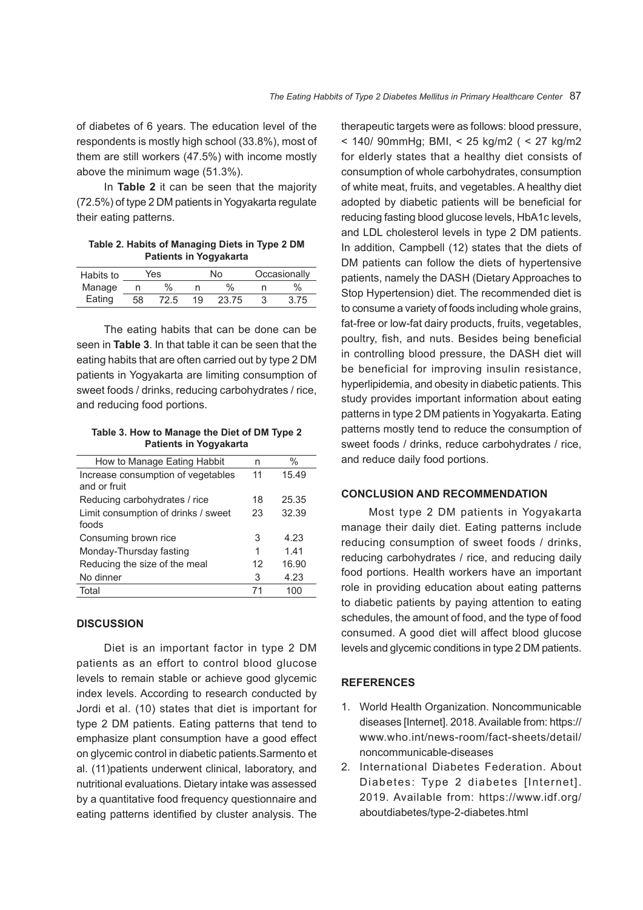of diabetes of 6 years. The education level of the respondents is mostly high school (33.8%), most of them are still workers (47.5%) with income mostly above the minimum wage (51.3%).

In **Table 2** it can be seen that the majority (72.5%) of type 2 DM patients in Yogyakarta regulate their eating patterns.

**Table 2. Habits of Managing Diets in Type 2 DM Patients in Yogyakarta**

| Habits to Manage Eating | Yes | | No | | Occasionally | |
|---|---|---|---|---|---|---|
| | n | % | n | % | n | % |
| | 58 | 72.5 | 19 | 23.75 | 3 | 3.75 |

The eating habits that can be done can be seen in **Table 3**. In that table it can be seen that the eating habits that are often carried out by type 2 DM patients in Yogyakarta are limiting consumption of sweet foods / drinks, reducing carbohydrates / rice, and reducing food portions.

**Table 3. How to Manage the Diet of DM Type 2 Patients in Yogyakarta**

| How to Manage Eating Habbit | n | % |
|---|---|---|
| Increase consumption of vegetables and or fruit | 11 | 15.49 |
| Reducing carbohydrates / rice | 18 | 25.35 |
| Limit consumption of drinks / sweet foods | 23 | 32.39 |
| Consuming brown rice | 3 | 4.23 |
| Monday-Thursday fasting | 1 | 1.41 |
| Reducing the size of the meal | 12 | 16.90 |
| No dinner | 3 | 4.23 |
| Total | 71 | 100 |

## DISCUSSION

Diet is an important factor in type 2 DM patients as an effort to control blood glucose levels to remain stable or achieve good glycemic index levels. According to research conducted by Jordi et al. (10) states that diet is important for type 2 DM patients. Eating patterns that tend to emphasize plant consumption have a good effect on glycemic control in diabetic patients.Sarmento et al. (11)patients underwent clinical, laboratory, and nutritional evaluations. Dietary intake was assessed by a quantitative food frequency questionnaire and eating patterns identified by cluster analysis. The therapeutic targets were as follows: blood pressure, < 140/ 90mmHg; BMI, < 25 kg/m2 ( < 27 kg/m2 for elderly states that a healthy diet consists of consumption of whole carbohydrates, consumption of white meat, fruits, and vegetables. A healthy diet adopted by diabetic patients will be beneficial for reducing fasting blood glucose levels, HbA1c levels, and LDL cholesterol levels in type 2 DM patients. In addition, Campbell (12) states that the diets of DM patients can follow the diets of hypertensive patients, namely the DASH (Dietary Approaches to Stop Hypertension) diet. The recommended diet is to consume a variety of foods including whole grains, fat-free or low-fat dairy products, fruits, vegetables, poultry, fish, and nuts. Besides being beneficial in controlling blood pressure, the DASH diet will be beneficial for improving insulin resistance, hyperlipidemia, and obesity in diabetic patients. This study provides important information about eating patterns in type 2 DM patients in Yogyakarta. Eating patterns mostly tend to reduce the consumption of sweet foods / drinks, reduce carbohydrates / rice, and reduce daily food portions.

## CONCLUSION AND RECOMMENDATION

Most type 2 DM patients in Yogyakarta manage their daily diet. Eating patterns include reducing consumption of sweet foods / drinks, reducing carbohydrates / rice, and reducing daily food portions. Health workers have an important role in providing education about eating patterns to diabetic patients by paying attention to eating schedules, the amount of food, and the type of food consumed. A good diet will affect blood glucose levels and glycemic conditions in type 2 DM patients.

## REFERENCES

1. World Health Organization. Noncommunicable diseases [Internet]. 2018. Available from: https://www.who.int/news-room/fact-sheets/detail/noncommunicable-diseases
2. International Diabetes Federation. About Diabetes: Type 2 diabetes [Internet]. 2019. Available from: https://www.idf.org/aboutdiabetes/type-2-diabetes.html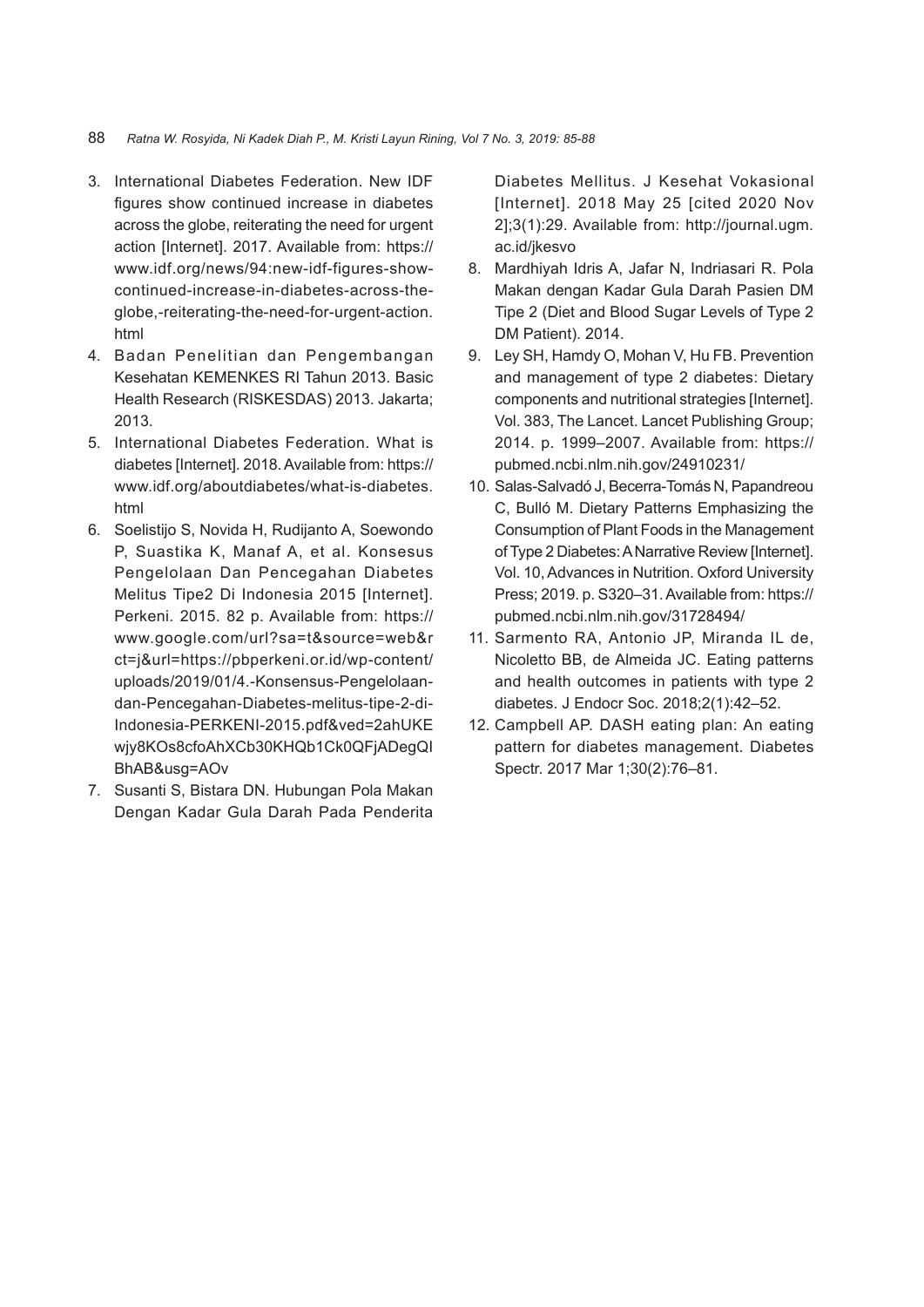3. International Diabetes Federation. New IDF figures show continued increase in diabetes across the globe, reiterating the need for urgent action [Internet]. 2017. Available from: https://www.idf.org/news/94:new-idf-figures-show-continued-increase-in-diabetes-across-the-globe,-reiterating-the-need-for-urgent-action.html
4. Badan Penelitian dan Pengembangan Kesehatan KEMENKES RI Tahun 2013. Basic Health Research (RISKESDAS) 2013. Jakarta; 2013.
5. International Diabetes Federation. What is diabetes [Internet]. 2018. Available from: https://www.idf.org/aboutdiabetes/what-is-diabetes.html
6. Soelistijo S, Novida H, Rudijanto A, Soewondo P, Suastika K, Manaf A, et al. Konsesus Pengelolaan Dan Pencegahan Diabetes Melitus Tipe2 Di Indonesia 2015 [Internet]. Perkeni. 2015. 82 p. Available from: https://www.google.com/url?sa=t&source=web&rct=j&url=https://pbperkeni.or.id/wp-content/uploads/2019/01/4.-Konsensus-Pengelolaan-dan-Pencegahan-Diabetes-melitus-tipe-2-di-Indonesia-PERKENI-2015.pdf&ved=2ahUKEwjy8KOs8cfoAhXCb30KHQb1Ck0QFjADegQIBhAB&usg=AOv
7. Susanti S, Bistara DN. Hubungan Pola Makan Dengan Kadar Gula Darah Pada Penderita Diabetes Mellitus. J Kesehat Vokasional [Internet]. 2018 May 25 [cited 2020 Nov 2];3(1):29. Available from: http://journal.ugm.ac.id/jkesvo
8. Mardhiyah Idris A, Jafar N, Indriasari R. Pola Makan dengan Kadar Gula Darah Pasien DM Tipe 2 (Diet and Blood Sugar Levels of Type 2 DM Patient). 2014.
9. Ley SH, Hamdy O, Mohan V, Hu FB. Prevention and management of type 2 diabetes: Dietary components and nutritional strategies [Internet]. Vol. 383, The Lancet. Lancet Publishing Group; 2014. p. 1999–2007. Available from: https://pubmed.ncbi.nlm.nih.gov/24910231/
10. Salas-Salvadó J, Becerra-Tomás N, Papandreou C, Bulló M. Dietary Patterns Emphasizing the Consumption of Plant Foods in the Management of Type 2 Diabetes: A Narrative Review [Internet]. Vol. 10, Advances in Nutrition. Oxford University Press; 2019. p. S320–31. Available from: https://pubmed.ncbi.nlm.nih.gov/31728494/
11. Sarmento RA, Antonio JP, Miranda IL de, Nicoletto BB, de Almeida JC. Eating patterns and health outcomes in patients with type 2 diabetes. J Endocr Soc. 2018;2(1):42–52.
12. Campbell AP. DASH eating plan: An eating pattern for diabetes management. Diabetes Spectr. 2017 Mar 1;30(2):76–81.